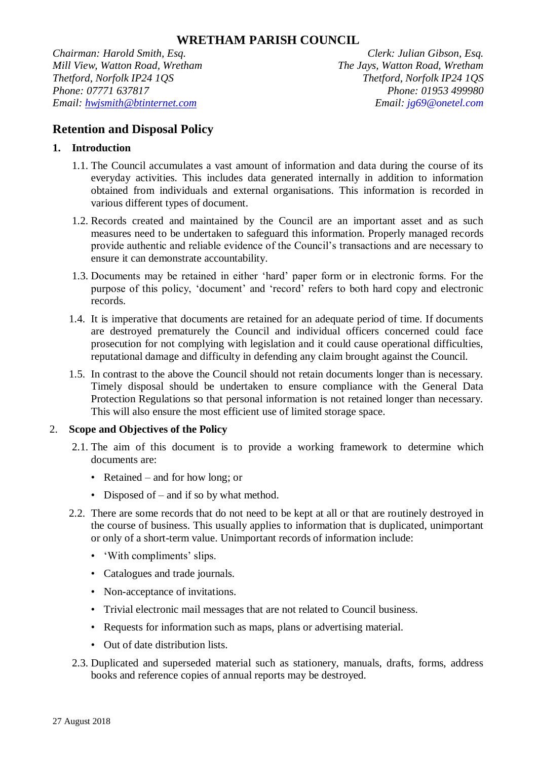# WRETHAM PARISH COUNCIL

*Chairman: Harold Smith, Esq.*
*Mill View, Watton Road, Wretham*
*Thetford, Norfolk IP24 1QS*
*Phone: 07771 637817*
*Email: hwjsmith@btinternet.com*

*Clerk: Julian Gibson, Esq.*
*The Jays, Watton Road, Wretham*
*Thetford, Norfolk IP24 1QS*
*Phone: 01953 499980*
*Email: jg69@onetel.com*

## Retention and Disposal Policy

### 1. Introduction

1.1. The Council accumulates a vast amount of information and data during the course of its everyday activities. This includes data generated internally in addition to information obtained from individuals and external organisations. This information is recorded in various different types of document.

1.2. Records created and maintained by the Council are an important asset and as such measures need to be undertaken to safeguard this information. Properly managed records provide authentic and reliable evidence of the Council's transactions and are necessary to ensure it can demonstrate accountability.

1.3. Documents may be retained in either 'hard' paper form or in electronic forms. For the purpose of this policy, 'document' and 'record' refers to both hard copy and electronic records.

1.4. It is imperative that documents are retained for an adequate period of time. If documents are destroyed prematurely the Council and individual officers concerned could face prosecution for not complying with legislation and it could cause operational difficulties, reputational damage and difficulty in defending any claim brought against the Council.

1.5. In contrast to the above the Council should not retain documents longer than is necessary. Timely disposal should be undertaken to ensure compliance with the General Data Protection Regulations so that personal information is not retained longer than necessary. This will also ensure the most efficient use of limited storage space.

### 2. Scope and Objectives of the Policy

2.1. The aim of this document is to provide a working framework to determine which documents are:

- Retained – and for how long; or
- Disposed of – and if so by what method.

2.2. There are some records that do not need to be kept at all or that are routinely destroyed in the course of business. This usually applies to information that is duplicated, unimportant or only of a short-term value. Unimportant records of information include:

- 'With compliments' slips.
- Catalogues and trade journals.
- Non-acceptance of invitations.
- Trivial electronic mail messages that are not related to Council business.
- Requests for information such as maps, plans or advertising material.
- Out of date distribution lists.

2.3. Duplicated and superseded material such as stationery, manuals, drafts, forms, address books and reference copies of annual reports may be destroyed.

27 August 2018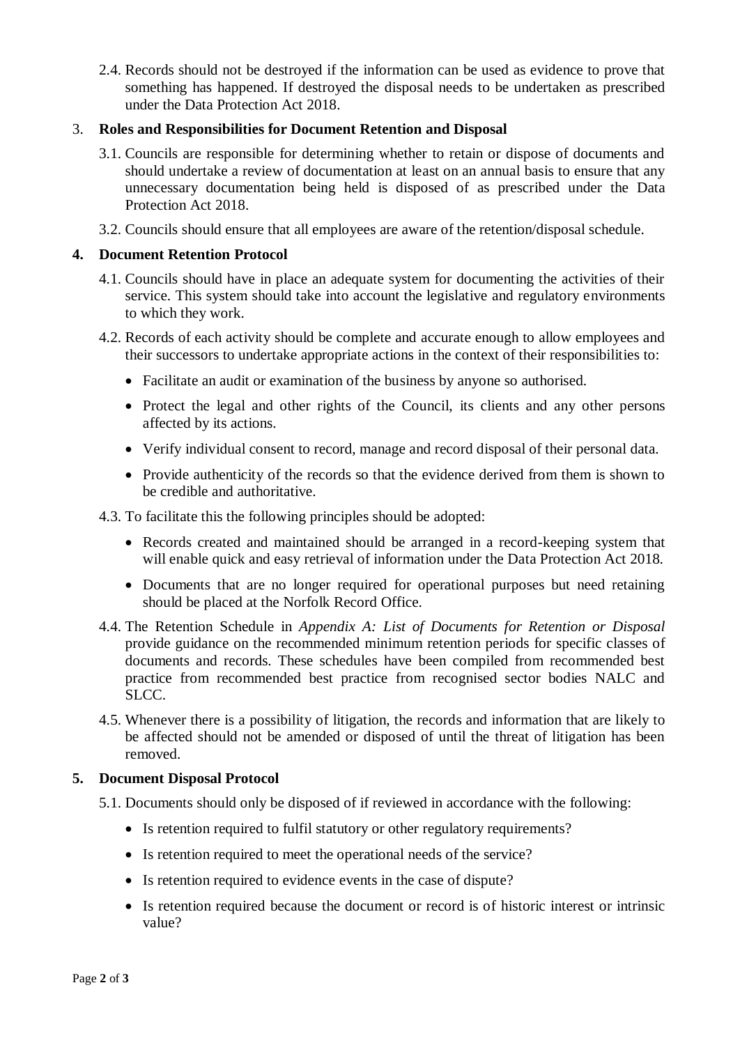2.4. Records should not be destroyed if the information can be used as evidence to prove that something has happened. If destroyed the disposal needs to be undertaken as prescribed under the Data Protection Act 2018.

## 3. Roles and Responsibilities for Document Retention and Disposal

3.1. Councils are responsible for determining whether to retain or dispose of documents and should undertake a review of documentation at least on an annual basis to ensure that any unnecessary documentation being held is disposed of as prescribed under the Data Protection Act 2018.

3.2. Councils should ensure that all employees are aware of the retention/disposal schedule.

## 4. Document Retention Protocol

4.1. Councils should have in place an adequate system for documenting the activities of their service. This system should take into account the legislative and regulatory environments to which they work.

4.2. Records of each activity should be complete and accurate enough to allow employees and their successors to undertake appropriate actions in the context of their responsibilities to:

- Facilitate an audit or examination of the business by anyone so authorised.
- Protect the legal and other rights of the Council, its clients and any other persons affected by its actions.
- Verify individual consent to record, manage and record disposal of their personal data.
- Provide authenticity of the records so that the evidence derived from them is shown to be credible and authoritative.

4.3. To facilitate this the following principles should be adopted:

- Records created and maintained should be arranged in a record-keeping system that will enable quick and easy retrieval of information under the Data Protection Act 2018.
- Documents that are no longer required for operational purposes but need retaining should be placed at the Norfolk Record Office.

4.4. The Retention Schedule in *Appendix A: List of Documents for Retention or Disposal* provide guidance on the recommended minimum retention periods for specific classes of documents and records. These schedules have been compiled from recommended best practice from recommended best practice from recognised sector bodies NALC and SLCC.

4.5. Whenever there is a possibility of litigation, the records and information that are likely to be affected should not be amended or disposed of until the threat of litigation has been removed.

## 5. Document Disposal Protocol

5.1. Documents should only be disposed of if reviewed in accordance with the following:

- Is retention required to fulfil statutory or other regulatory requirements?
- Is retention required to meet the operational needs of the service?
- Is retention required to evidence events in the case of dispute?
- Is retention required because the document or record is of historic interest or intrinsic value?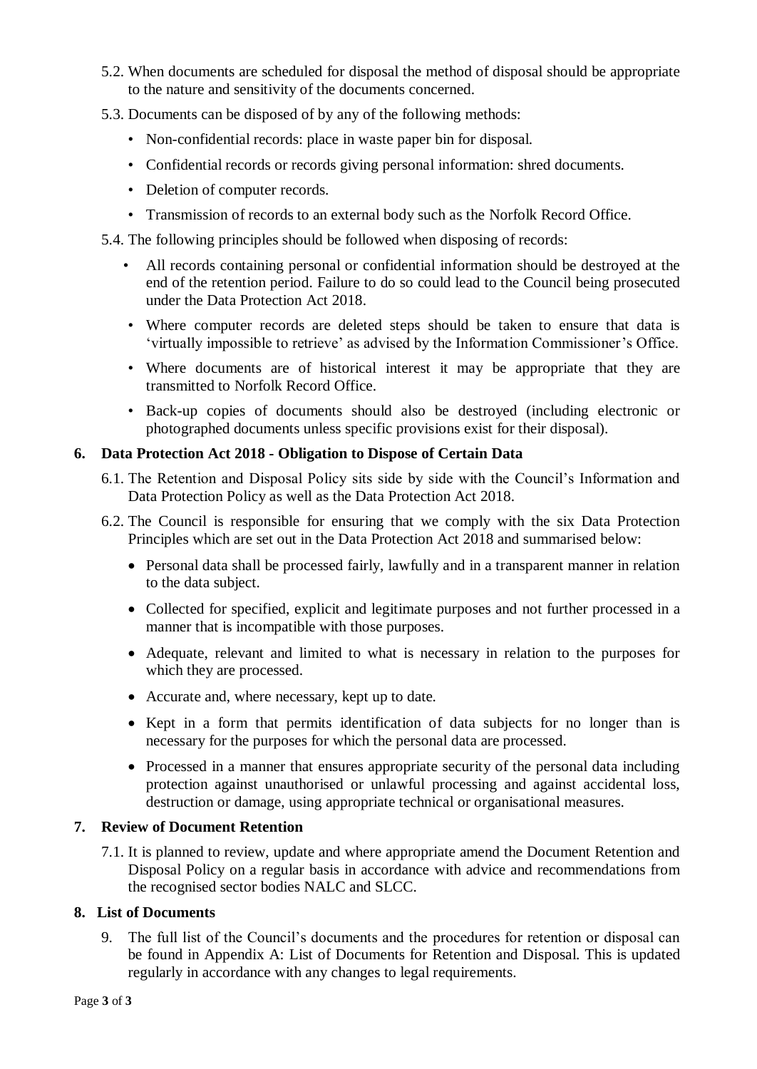5.2. When documents are scheduled for disposal the method of disposal should be appropriate to the nature and sensitivity of the documents concerned.

5.3. Documents can be disposed of by any of the following methods:

- Non-confidential records: place in waste paper bin for disposal.
- Confidential records or records giving personal information: shred documents.
- Deletion of computer records.
- Transmission of records to an external body such as the Norfolk Record Office.

5.4. The following principles should be followed when disposing of records:

- All records containing personal or confidential information should be destroyed at the end of the retention period. Failure to do so could lead to the Council being prosecuted under the Data Protection Act 2018.
- Where computer records are deleted steps should be taken to ensure that data is 'virtually impossible to retrieve' as advised by the Information Commissioner's Office.
- Where documents are of historical interest it may be appropriate that they are transmitted to Norfolk Record Office.
- Back-up copies of documents should also be destroyed (including electronic or photographed documents unless specific provisions exist for their disposal).

## 6. Data Protection Act 2018 - Obligation to Dispose of Certain Data

6.1. The Retention and Disposal Policy sits side by side with the Council's Information and Data Protection Policy as well as the Data Protection Act 2018.

6.2. The Council is responsible for ensuring that we comply with the six Data Protection Principles which are set out in the Data Protection Act 2018 and summarised below:

- Personal data shall be processed fairly, lawfully and in a transparent manner in relation to the data subject.
- Collected for specified, explicit and legitimate purposes and not further processed in a manner that is incompatible with those purposes.
- Adequate, relevant and limited to what is necessary in relation to the purposes for which they are processed.
- Accurate and, where necessary, kept up to date.
- Kept in a form that permits identification of data subjects for no longer than is necessary for the purposes for which the personal data are processed.
- Processed in a manner that ensures appropriate security of the personal data including protection against unauthorised or unlawful processing and against accidental loss, destruction or damage, using appropriate technical or organisational measures.

## 7. Review of Document Retention

7.1. It is planned to review, update and where appropriate amend the Document Retention and Disposal Policy on a regular basis in accordance with advice and recommendations from the recognised sector bodies NALC and SLCC.

## 8. List of Documents

9. The full list of the Council's documents and the procedures for retention or disposal can be found in Appendix A: List of Documents for Retention and Disposal. This is updated regularly in accordance with any changes to legal requirements.